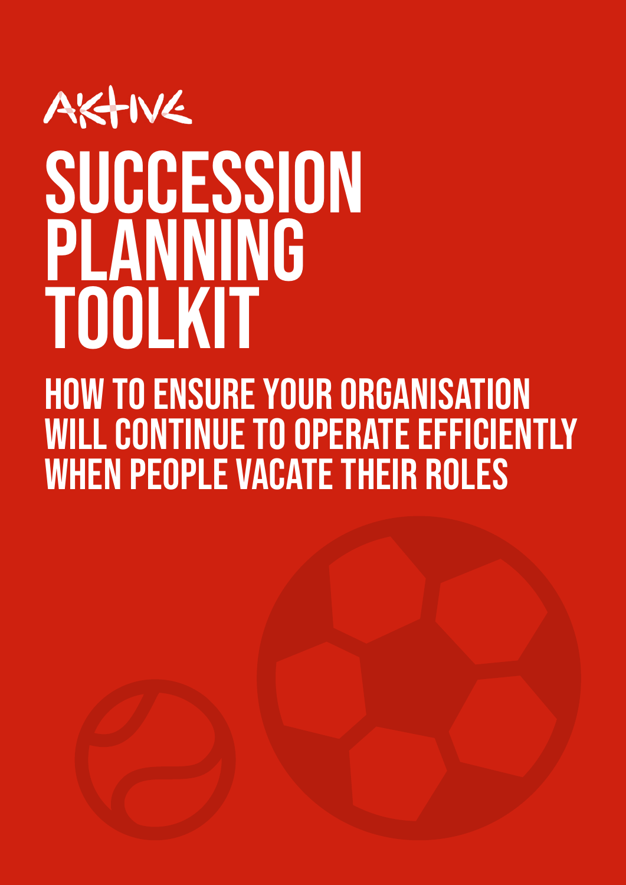AKTIVE

# SUCCESSION PLANNING TOOLKIT

## HOW TO ENSURE YOUR ORGANISATION WILL CONTINUE TO OPERATE EFFICIENTLY WHEN PEOPLE VACATE THEIR ROLES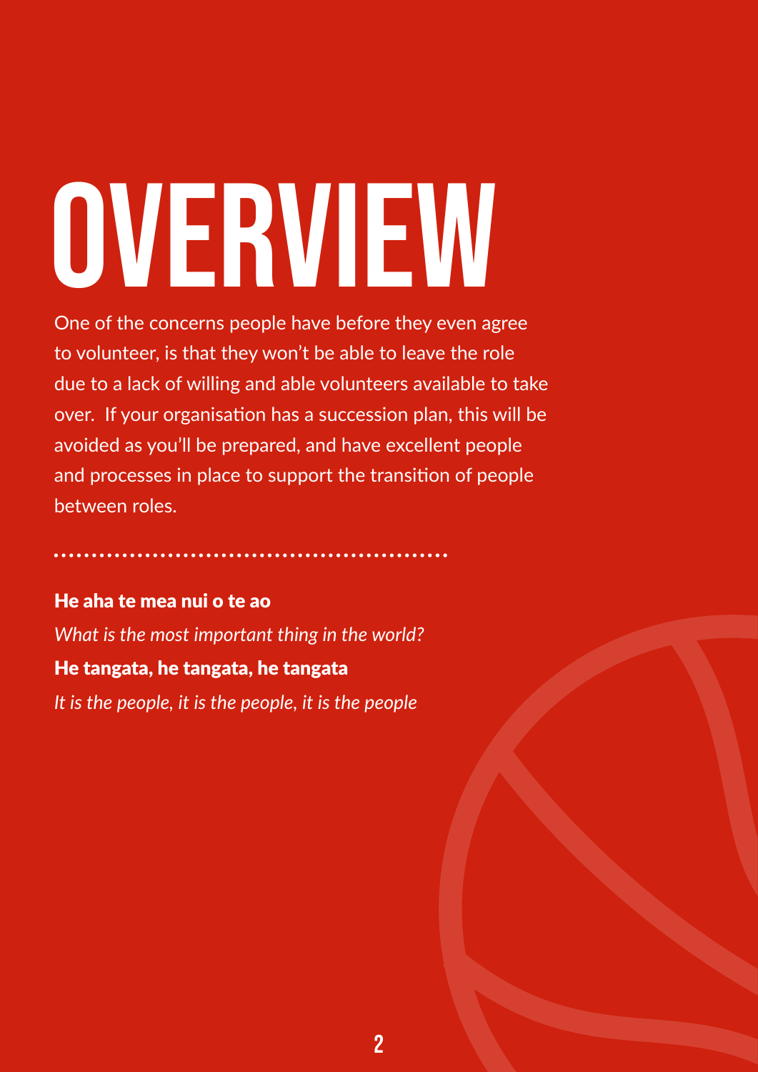# OVERVIEW

One of the concerns people have before they even agree to volunteer, is that they won't be able to leave the role due to a lack of willing and able volunteers available to take over.  If your organisation has a succession plan, this will be avoided as you'll be prepared, and have excellent people and processes in place to support the transition of people between roles.

**He aha te mea nui o te ao**

*What is the most important thing in the world?*

**He tangata, he tangata, he tangata**

*It is the people, it is the people, it is the people*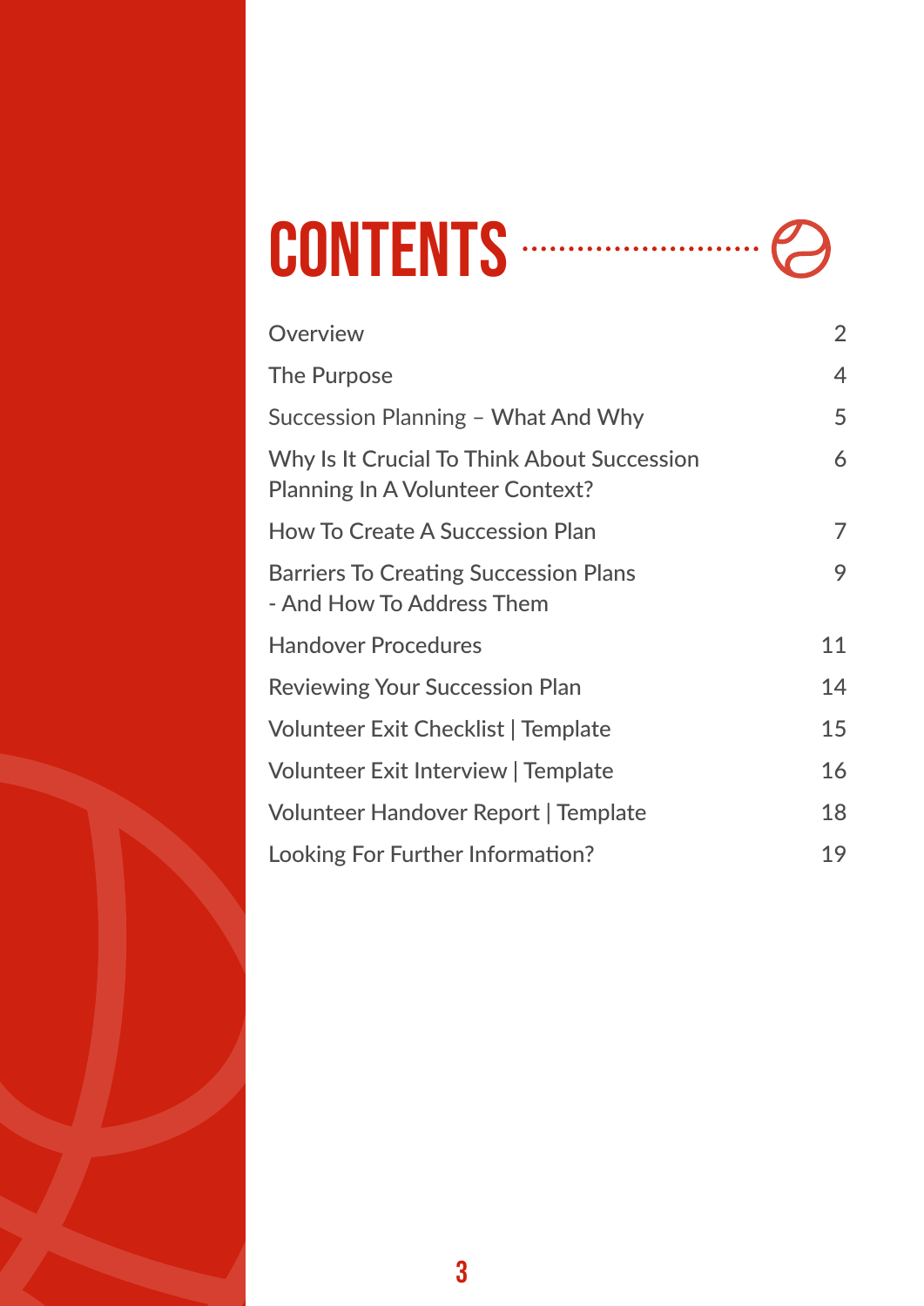# CONTENTS

| | |
|---|---|
| Overview | 2 |
| The Purpose | 4 |
| Succession Planning – What And Why | 5 |
| Why Is It Crucial To Think About Succession Planning In A Volunteer Context? | 6 |
| How To Create A Succession Plan | 7 |
| Barriers To Creating Succession Plans - And How To Address Them | 9 |
| Handover Procedures | 11 |
| Reviewing Your Succession Plan | 14 |
| Volunteer Exit Checklist \| Template | 15 |
| Volunteer Exit Interview \| Template | 16 |
| Volunteer Handover Report \| Template | 18 |
| Looking For Further Information? | 19 |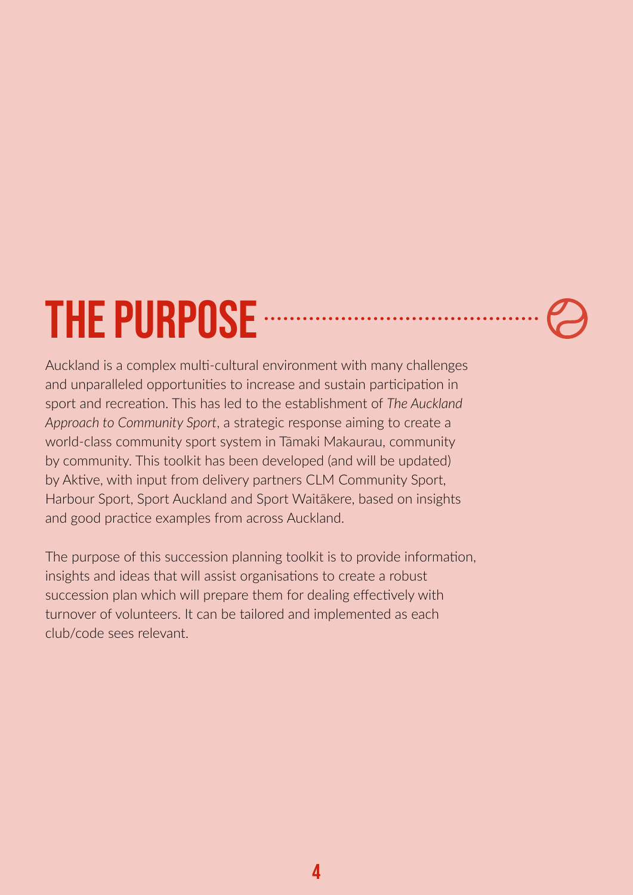# THE PURPOSE

Auckland is a complex multi-cultural environment with many challenges and unparalleled opportunities to increase and sustain participation in sport and recreation. This has led to the establishment of *The Auckland Approach to Community Sport*, a strategic response aiming to create a world-class community sport system in Tāmaki Makaurau, community by community. This toolkit has been developed (and will be updated) by Aktive, with input from delivery partners CLM Community Sport, Harbour Sport, Sport Auckland and Sport Waitākere, based on insights and good practice examples from across Auckland.

The purpose of this succession planning toolkit is to provide information, insights and ideas that will assist organisations to create a robust succession plan which will prepare them for dealing effectively with turnover of volunteers. It can be tailored and implemented as each club/code sees relevant.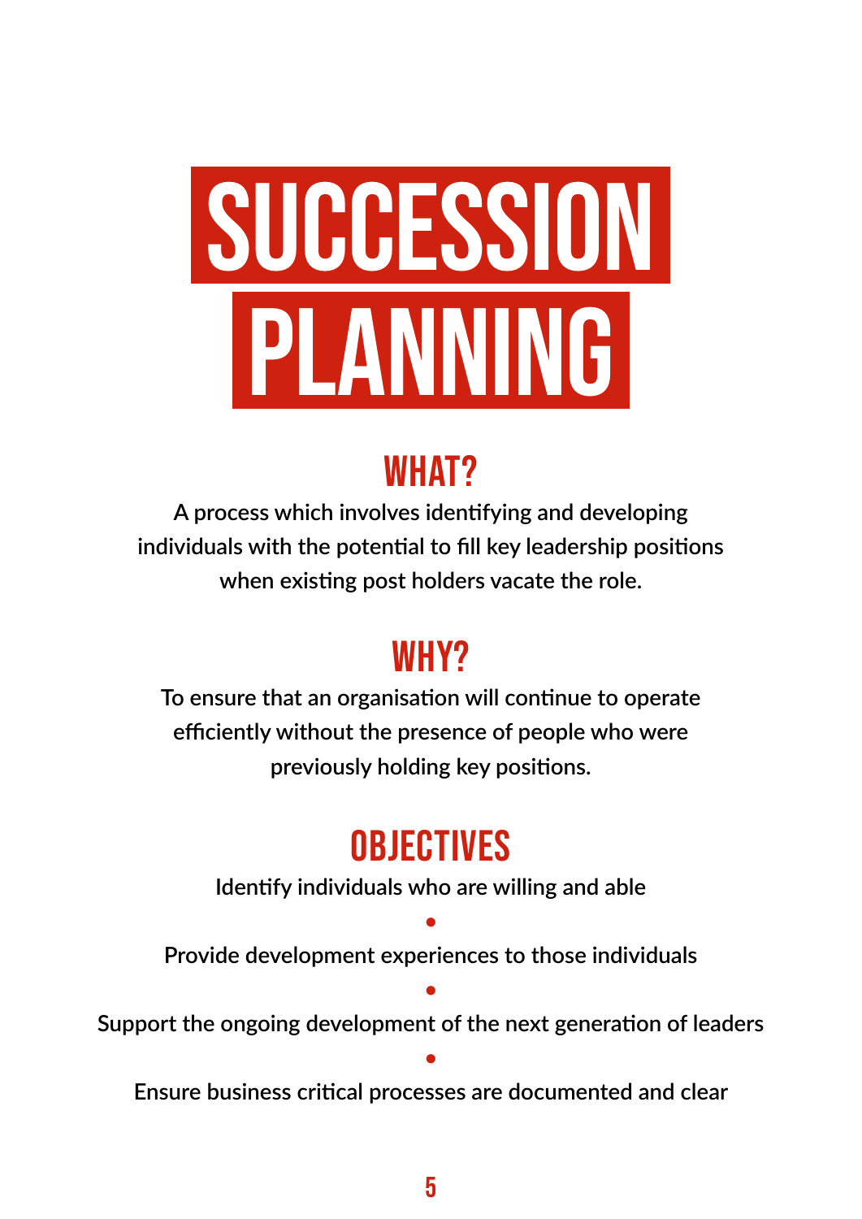# SUCCESSION PLANNING

## WHAT?

A process which involves identifying and developing individuals with the potential to fill key leadership positions when existing post holders vacate the role.

## WHY?

To ensure that an organisation will continue to operate efficiently without the presence of people who were previously holding key positions.

## OBJECTIVES

Identify individuals who are willing and able

•

Provide development experiences to those individuals

•

Support the ongoing development of the next generation of leaders

•

Ensure business critical processes are documented and clear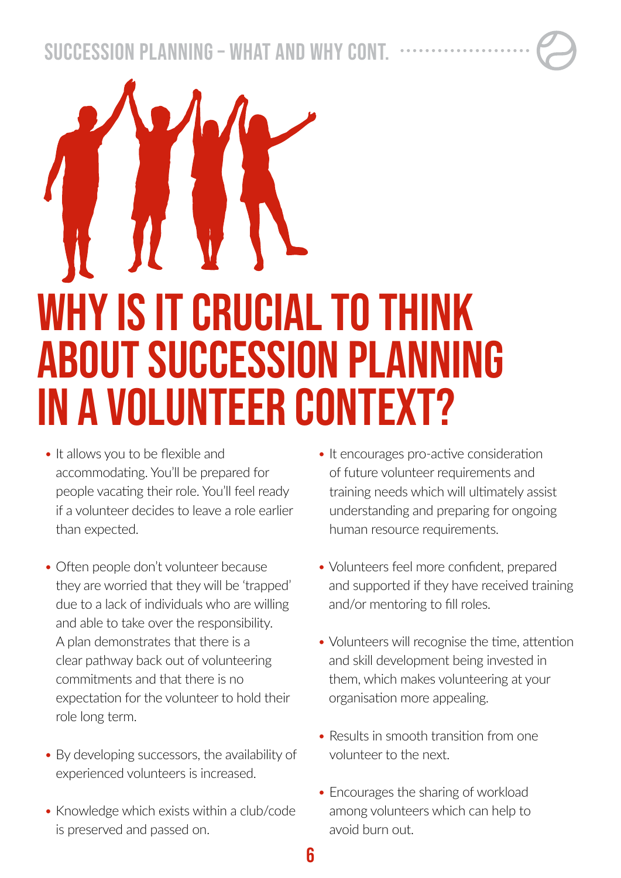# WHY IS IT CRUCIAL TO THINK ABOUT SUCCESSION PLANNING IN A VOLUNTEER CONTEXT?

- It allows you to be flexible and accommodating. You'll be prepared for people vacating their role. You'll feel ready if a volunteer decides to leave a role earlier than expected.
- Often people don't volunteer because they are worried that they will be 'trapped' due to a lack of individuals who are willing and able to take over the responsibility. A plan demonstrates that there is a clear pathway back out of volunteering commitments and that there is no expectation for the volunteer to hold their role long term.
- By developing successors, the availability of experienced volunteers is increased.
- Knowledge which exists within a club/code is preserved and passed on.
- It encourages pro-active consideration of future volunteer requirements and training needs which will ultimately assist understanding and preparing for ongoing human resource requirements.
- Volunteers feel more confident, prepared and supported if they have received training and/or mentoring to fill roles.
- Volunteers will recognise the time, attention and skill development being invested in them, which makes volunteering at your organisation more appealing.
- Results in smooth transition from one volunteer to the next.
- Encourages the sharing of workload among volunteers which can help to avoid burn out.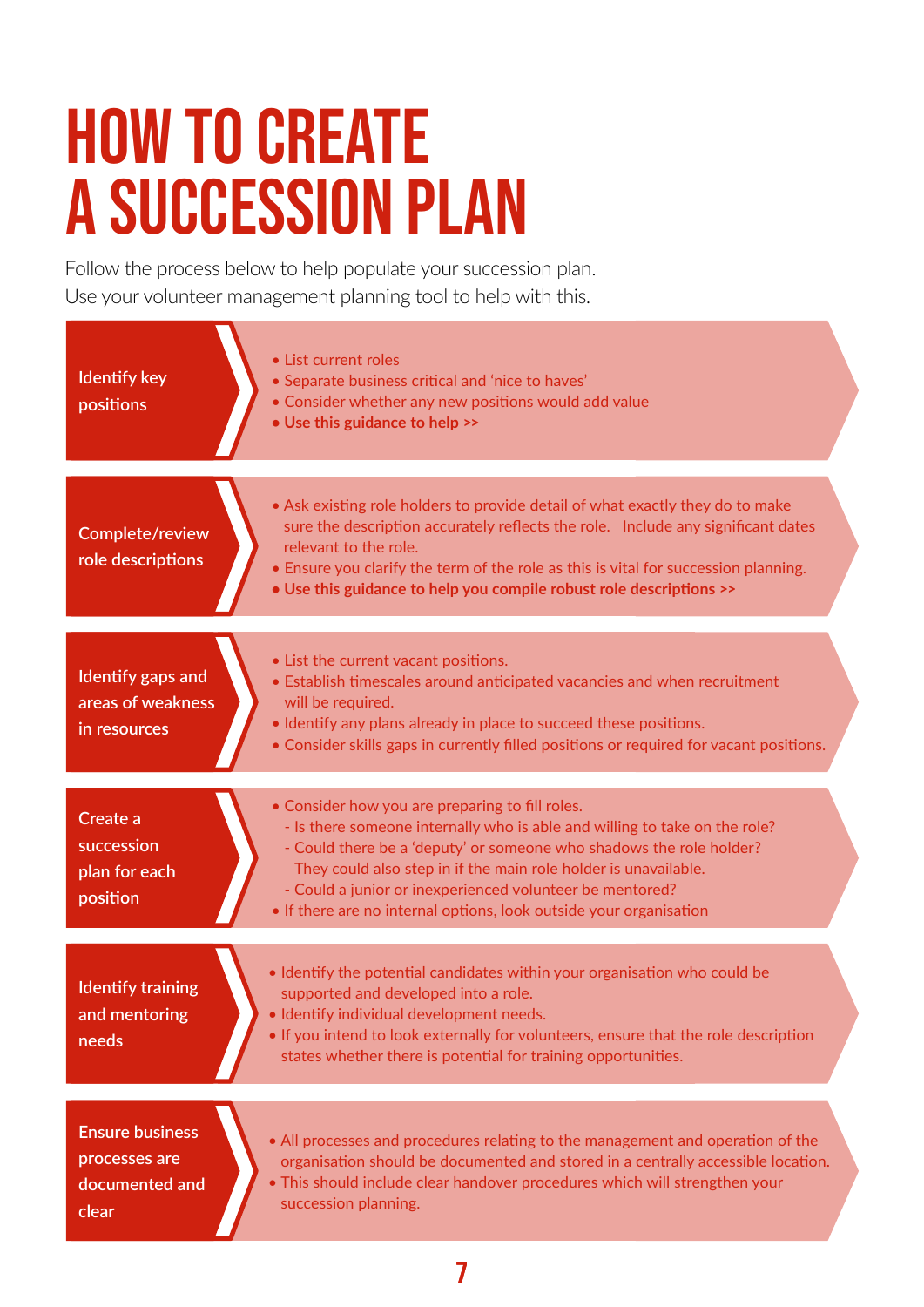# HOW TO CREATE A SUCCESSION PLAN

Follow the process below to help populate your succession plan.
Use your volunteer management planning tool to help with this.

## Identify key positions

- List current roles
- Separate business critical and 'nice to haves'
- Consider whether any new positions would add value
- **Use this guidance to help >>**

## Complete/review role descriptions

- Ask existing role holders to provide detail of what exactly they do to make sure the description accurately reflects the role. Include any significant dates relevant to the role.
- Ensure you clarify the term of the role as this is vital for succession planning.
- **Use this guidance to help you compile robust role descriptions >>**

## Identify gaps and areas of weakness in resources

- List the current vacant positions.
- Establish timescales around anticipated vacancies and when recruitment will be required.
- Identify any plans already in place to succeed these positions.
- Consider skills gaps in currently filled positions or required for vacant positions.

## Create a succession plan for each position

- Consider how you are preparing to fill roles.
  - Is there someone internally who is able and willing to take on the role?
  - Could there be a 'deputy' or someone who shadows the role holder? They could also step in if the main role holder is unavailable.
  - Could a junior or inexperienced volunteer be mentored?
- If there are no internal options, look outside your organisation

## Identify training and mentoring needs

- Identify the potential candidates within your organisation who could be supported and developed into a role.
- Identify individual development needs.
- If you intend to look externally for volunteers, ensure that the role description states whether there is potential for training opportunities.

## Ensure business processes are documented and clear

- All processes and procedures relating to the management and operation of the organisation should be documented and stored in a centrally accessible location.
- This should include clear handover procedures which will strengthen your succession planning.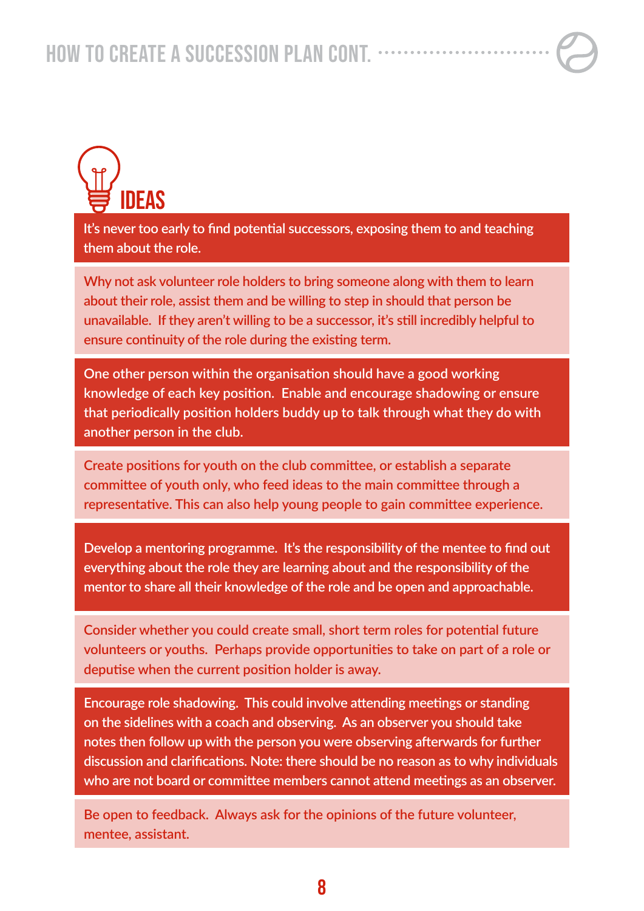## IDEAS

It's never too early to find potential successors, exposing them to and teaching them about the role.

Why not ask volunteer role holders to bring someone along with them to learn about their role, assist them and be willing to step in should that person be unavailable. If they aren't willing to be a successor, it's still incredibly helpful to ensure continuity of the role during the existing term.

One other person within the organisation should have a good working knowledge of each key position. Enable and encourage shadowing or ensure that periodically position holders buddy up to talk through what they do with another person in the club.

Create positions for youth on the club committee, or establish a separate committee of youth only, who feed ideas to the main committee through a representative. This can also help young people to gain committee experience.

Develop a mentoring programme. It's the responsibility of the mentee to find out everything about the role they are learning about and the responsibility of the mentor to share all their knowledge of the role and be open and approachable.

Consider whether you could create small, short term roles for potential future volunteers or youths. Perhaps provide opportunities to take on part of a role or deputise when the current position holder is away.

Encourage role shadowing. This could involve attending meetings or standing on the sidelines with a coach and observing. As an observer you should take notes then follow up with the person you were observing afterwards for further discussion and clarifications. Note: there should be no reason as to why individuals who are not board or committee members cannot attend meetings as an observer.

Be open to feedback. Always ask for the opinions of the future volunteer, mentee, assistant.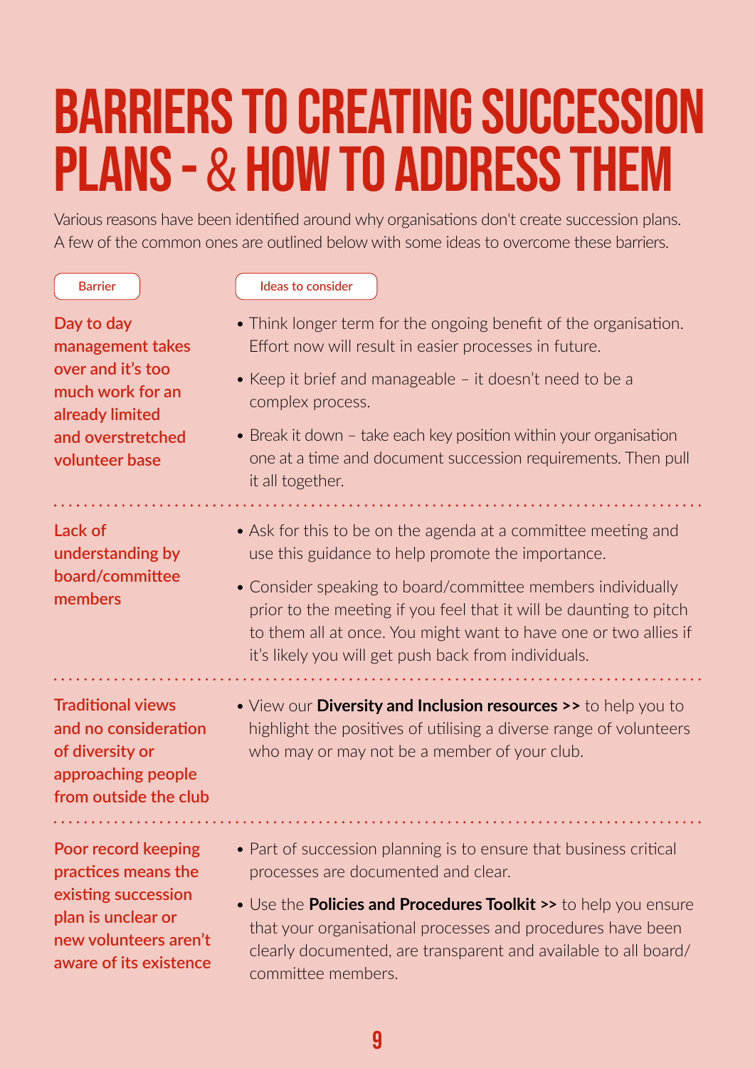# BARRIERS TO CREATING SUCCESSION PLANS - & HOW TO ADDRESS THEM

Various reasons have been identified around why organisations don't create succession plans. A few of the common ones are outlined below with some ideas to overcome these barriers.

| Barrier | Ideas to consider |
| --- | --- |
| Day to day management takes over and it's too much work for an already limited and overstretched volunteer base | • Think longer term for the ongoing benefit of the organisation. Effort now will result in easier processes in future.<br>• Keep it brief and manageable – it doesn't need to be a complex process.<br>• Break it down – take each key position within your organisation one at a time and document succession requirements. Then pull it all together. |
| Lack of understanding by board/committee members | • Ask for this to be on the agenda at a committee meeting and use this guidance to help promote the importance.<br>• Consider speaking to board/committee members individually prior to the meeting if you feel that it will be daunting to pitch to them all at once. You might want to have one or two allies if it's likely you will get push back from individuals. |
| Traditional views and no consideration of diversity or approaching people from outside the club | • View our **Diversity and Inclusion resources >>** to help you to highlight the positives of utilising a diverse range of volunteers who may or may not be a member of your club. |
| Poor record keeping practices means the existing succession plan is unclear or new volunteers aren't aware of its existence | • Part of succession planning is to ensure that business critical processes are documented and clear.<br>• Use the **Policies and Procedures Toolkit >>** to help you ensure that your organisational processes and procedures have been clearly documented, are transparent and available to all board/committee members. |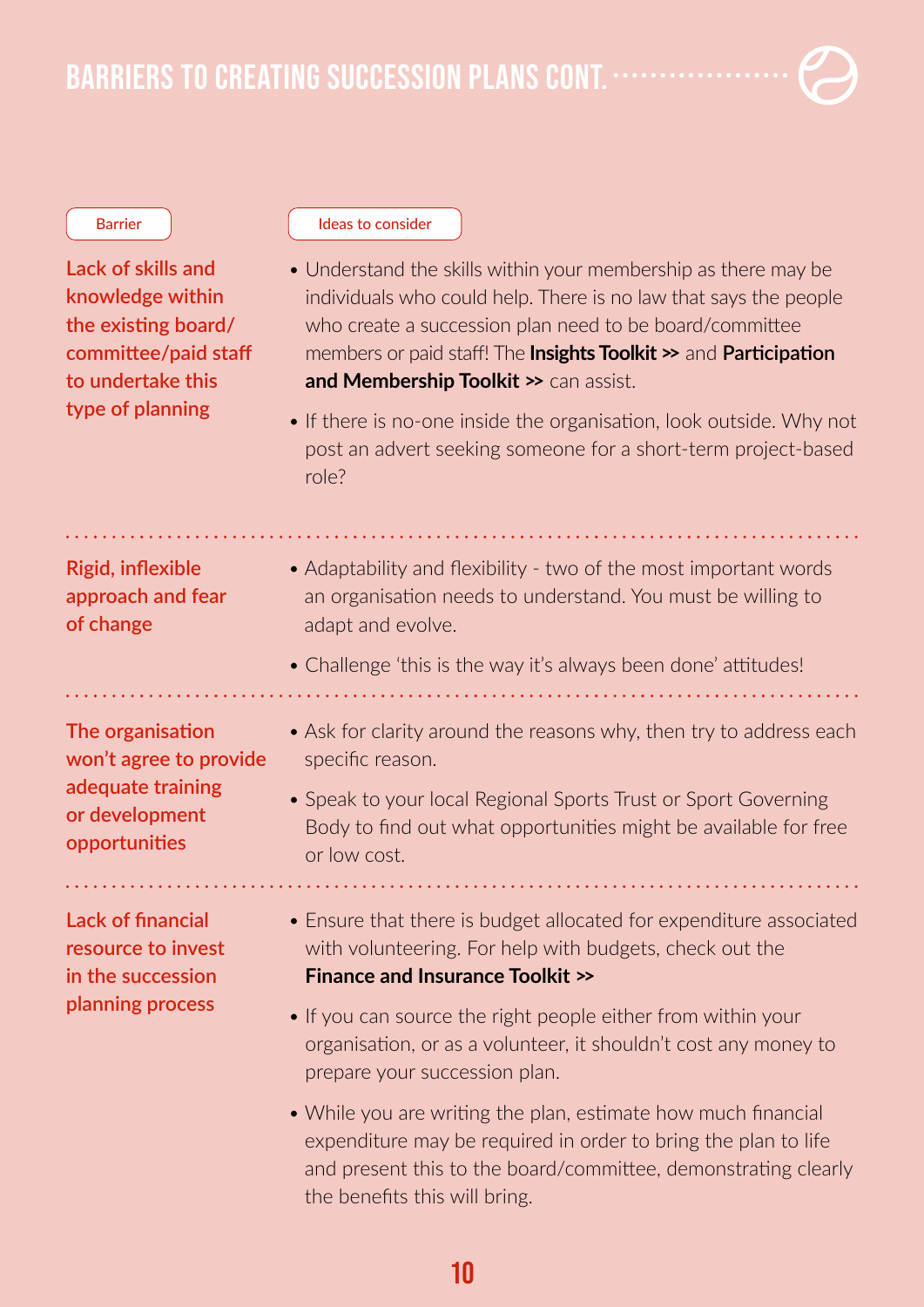## BARRIERS TO CREATING SUCCESSION PLANS CONT.

| Barrier | Ideas to consider |
|---|---|
| Lack of skills and knowledge within the existing board/committee/paid staff to undertake this type of planning | • Understand the skills within your membership as there may be individuals who could help. There is no law that says the people who create a succession plan need to be board/committee members or paid staff! The **Insights Toolkit >>** and **Participation and Membership Toolkit >>** can assist.<br>• If there is no-one inside the organisation, look outside. Why not post an advert seeking someone for a short-term project-based role? |
| Rigid, inflexible approach and fear of change | • Adaptability and flexibility - two of the most important words an organisation needs to understand. You must be willing to adapt and evolve.<br>• Challenge 'this is the way it's always been done' attitudes! |
| The organisation won't agree to provide adequate training or development opportunities | • Ask for clarity around the reasons why, then try to address each specific reason.<br>• Speak to your local Regional Sports Trust or Sport Governing Body to find out what opportunities might be available for free or low cost. |
| Lack of financial resource to invest in the succession planning process | • Ensure that there is budget allocated for expenditure associated with volunteering. For help with budgets, check out the **Finance and Insurance Toolkit >>**<br>• If you can source the right people either from within your organisation, or as a volunteer, it shouldn't cost any money to prepare your succession plan.<br>• While you are writing the plan, estimate how much financial expenditure may be required in order to bring the plan to life and present this to the board/committee, demonstrating clearly the benefits this will bring. |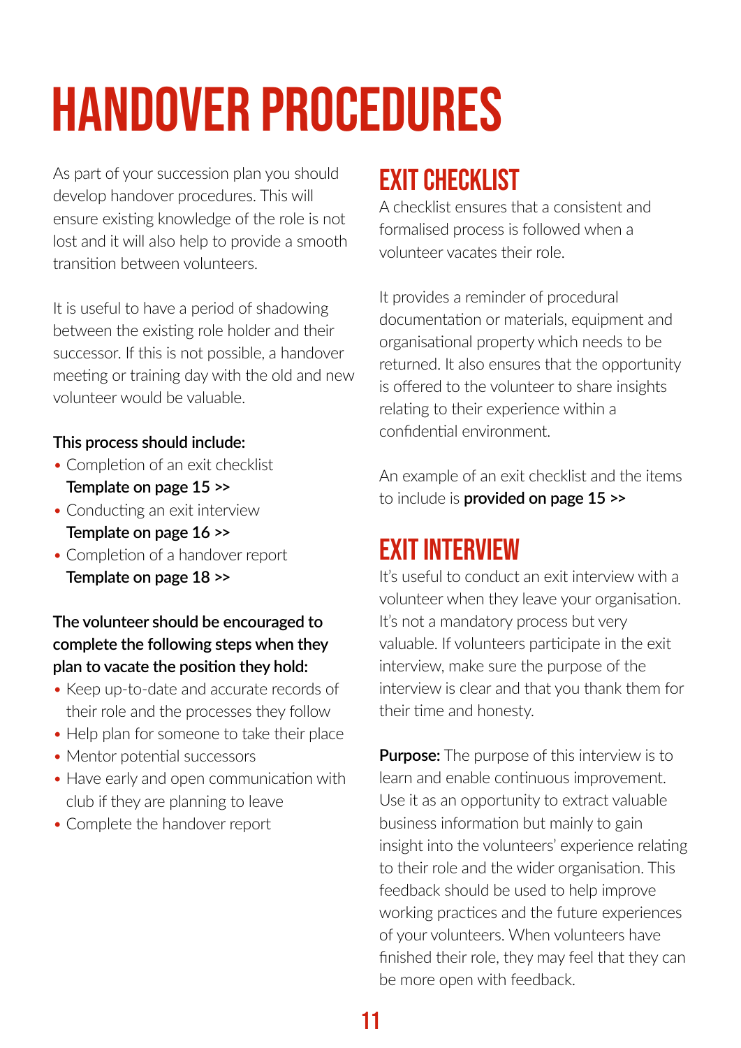# HANDOVER PROCEDURES

As part of your succession plan you should develop handover procedures. This will ensure existing knowledge of the role is not lost and it will also help to provide a smooth transition between volunteers.

It is useful to have a period of shadowing between the existing role holder and their successor. If this is not possible, a handover meeting or training day with the old and new volunteer would be valuable.

**This process should include:**

- Completion of an exit checklist  
  **Template on page 15 >>**
- Conducting an exit interview  
  **Template on page 16 >>**
- Completion of a handover report  
  **Template on page 18 >>**

**The volunteer should be encouraged to complete the following steps when they plan to vacate the position they hold:**

- Keep up-to-date and accurate records of their role and the processes they follow
- Help plan for someone to take their place
- Mentor potential successors
- Have early and open communication with club if they are planning to leave
- Complete the handover report

## EXIT CHECKLIST

A checklist ensures that a consistent and formalised process is followed when a volunteer vacates their role.

It provides a reminder of procedural documentation or materials, equipment and organisational property which needs to be returned. It also ensures that the opportunity is offered to the volunteer to share insights relating to their experience within a confidential environment.

An example of an exit checklist and the items to include is **provided on page 15 >>**

## EXIT INTERVIEW

It's useful to conduct an exit interview with a volunteer when they leave your organisation. It's not a mandatory process but very valuable. If volunteers participate in the exit interview, make sure the purpose of the interview is clear and that you thank them for their time and honesty.

**Purpose:** The purpose of this interview is to learn and enable continuous improvement. Use it as an opportunity to extract valuable business information but mainly to gain insight into the volunteers' experience relating to their role and the wider organisation. This feedback should be used to help improve working practices and the future experiences of your volunteers. When volunteers have finished their role, they may feel that they can be more open with feedback.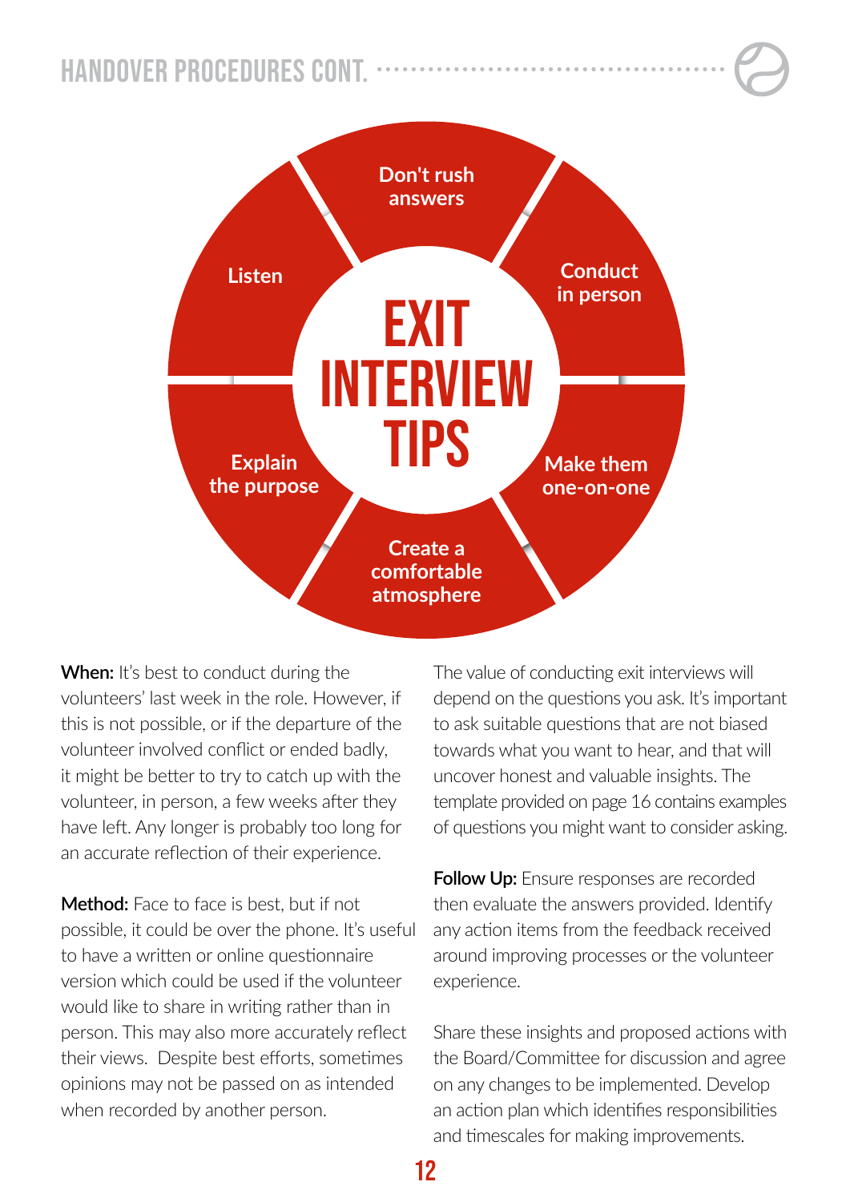# HANDOVER PROCEDURES CONT.

## EXIT INTERVIEW TIPS

- Don't rush answers
- Conduct in person
- Make them one-on-one
- Create a comfortable atmosphere
- Explain the purpose
- Listen

**When:** It's best to conduct during the volunteers' last week in the role. However, if this is not possible, or if the departure of the volunteer involved conflict or ended badly, it might be better to try to catch up with the volunteer, in person, a few weeks after they have left. Any longer is probably too long for an accurate reflection of their experience.

**Method:** Face to face is best, but if not possible, it could be over the phone. It's useful to have a written or online questionnaire version which could be used if the volunteer would like to share in writing rather than in person. This may also more accurately reflect their views. Despite best efforts, sometimes opinions may not be passed on as intended when recorded by another person.

The value of conducting exit interviews will depend on the questions you ask. It's important to ask suitable questions that are not biased towards what you want to hear, and that will uncover honest and valuable insights. The template provided on page 16 contains examples of questions you might want to consider asking.

**Follow Up:** Ensure responses are recorded then evaluate the answers provided. Identify any action items from the feedback received around improving processes or the volunteer experience.

Share these insights and proposed actions with the Board/Committee for discussion and agree on any changes to be implemented. Develop an action plan which identifies responsibilities and timescales for making improvements.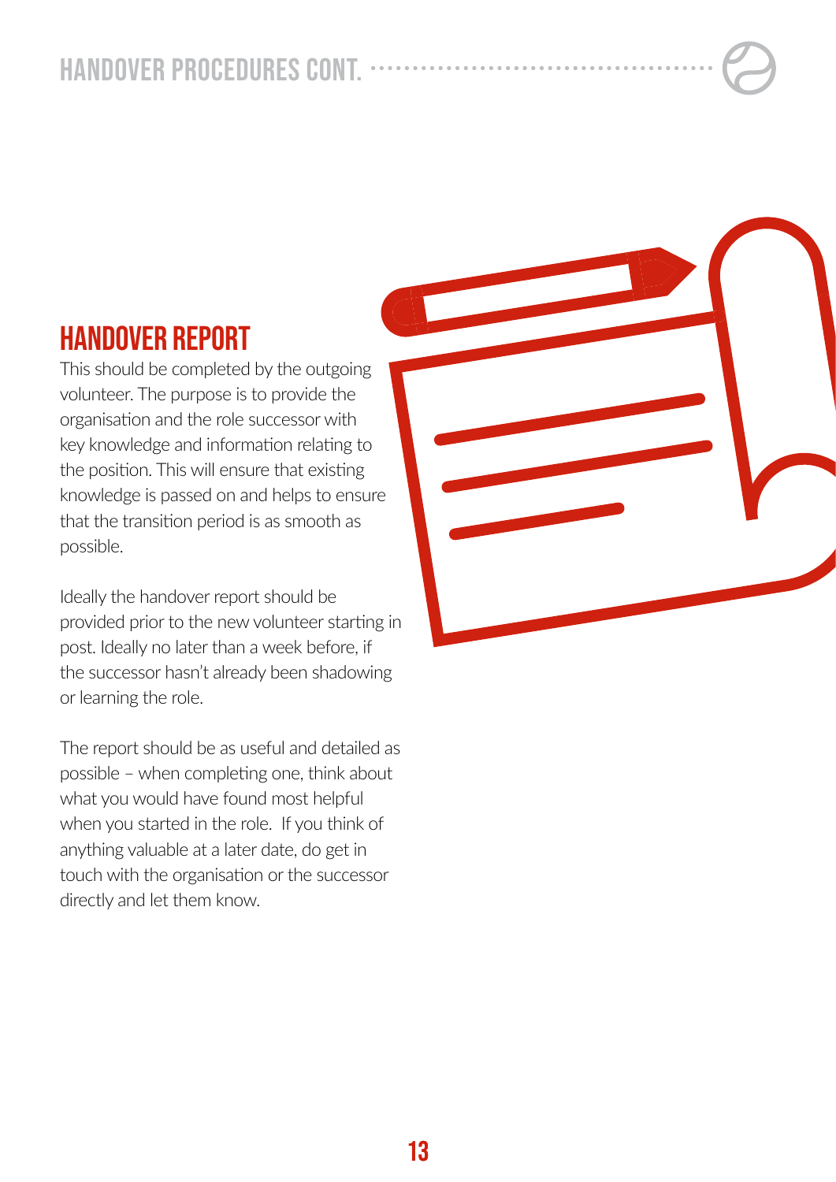## HANDOVER REPORT

This should be completed by the outgoing volunteer. The purpose is to provide the organisation and the role successor with key knowledge and information relating to the position. This will ensure that existing knowledge is passed on and helps to ensure that the transition period is as smooth as possible.

Ideally the handover report should be provided prior to the new volunteer starting in post. Ideally no later than a week before, if the successor hasn't already been shadowing or learning the role.

The report should be as useful and detailed as possible – when completing one, think about what you would have found most helpful when you started in the role. If you think of anything valuable at a later date, do get in touch with the organisation or the successor directly and let them know.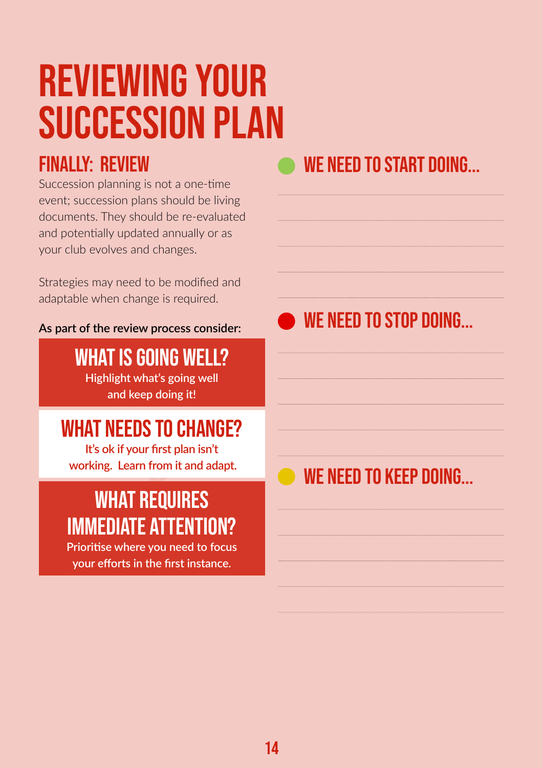# REVIEWING YOUR SUCCESSION PLAN

## FINALLY: REVIEW

Succession planning is not a one-time event; succession plans should be living documents. They should be re-evaluated and potentially updated annually or as your club evolves and changes.

Strategies may need to be modified and adaptable when change is required.

**As part of the review process consider:**

### WHAT IS GOING WELL?

Highlight what's going well and keep doing it!

### WHAT NEEDS TO CHANGE?

It's ok if your first plan isn't working. Learn from it and adapt.

### WHAT REQUIRES IMMEDIATE ATTENTION?

Prioritise where you need to focus your efforts in the first instance.

## WE NEED TO START DOING...

______________________________

______________________________

______________________________

______________________________

______________________________

## WE NEED TO STOP DOING...

______________________________

______________________________

______________________________

______________________________

______________________________

## WE NEED TO KEEP DOING...

______________________________

______________________________

______________________________

______________________________

______________________________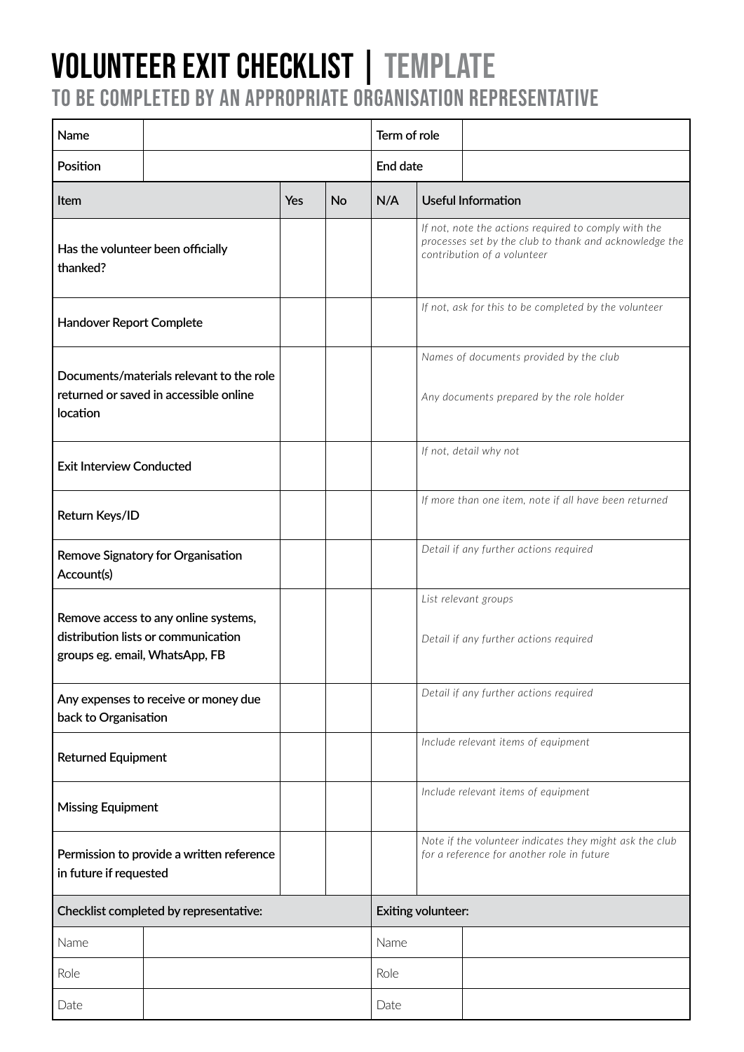# VOLUNTEER EXIT CHECKLIST | TEMPLATE

## TO BE COMPLETED BY AN APPROPRIATE ORGANISATION REPRESENTATIVE

| Name | | Term of role | |
|---|---|---|---|
| Position | | End date | |

| Item | Yes | No | N/A | Useful Information |
|---|---|---|---|---|
| Has the volunteer been officially thanked? | | | | *If not, note the actions required to comply with the processes set by the club to thank and acknowledge the contribution of a volunteer* |
| Handover Report Complete | | | | *If not, ask for this to be completed by the volunteer* |
| Documents/materials relevant to the role returned or saved in accessible online location | | | | *Names of documents provided by the club*<br><br>*Any documents prepared by the role holder* |
| Exit Interview Conducted | | | | *If not, detail why not* |
| Return Keys/ID | | | | *If more than one item, note if all have been returned* |
| Remove Signatory for Organisation Account(s) | | | | *Detail if any further actions required* |
| Remove access to any online systems, distribution lists or communication groups eg. email, WhatsApp, FB | | | | *List relevant groups*<br><br>*Detail if any further actions required* |
| Any expenses to receive or money due back to Organisation | | | | *Detail if any further actions required* |
| Returned Equipment | | | | *Include relevant items of equipment* |
| Missing Equipment | | | | *Include relevant items of equipment* |
| Permission to provide a written reference in future if requested | | | | *Note if the volunteer indicates they might ask the club for a reference for another role in future* |

| Checklist completed by representative: | | Exiting volunteer: | |
|---|---|---|---|
| Name | | Name | |
| Role | | Role | |
| Date | | Date | |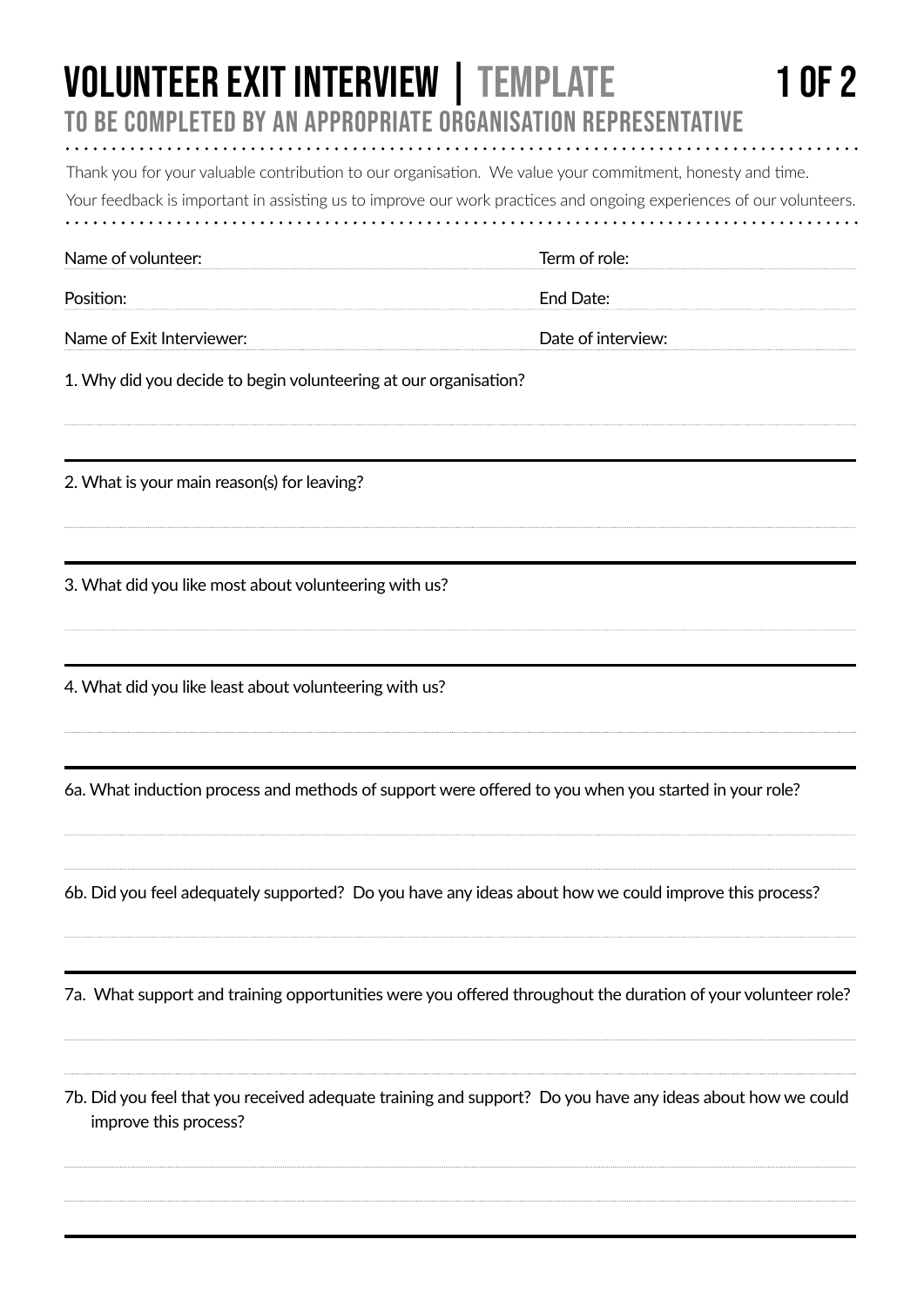# VOLUNTEER EXIT INTERVIEW | TEMPLATE

## TO BE COMPLETED BY AN APPROPRIATE ORGANISATION REPRESENTATIVE

Thank you for your valuable contribution to our organisation. We value your commitment, honesty and time.
Your feedback is important in assisting us to improve our work practices and ongoing experiences of our volunteers.

Name of volunteer:

Term of role:

Position:

End Date:

Name of Exit Interviewer:

Date of interview:

1. Why did you decide to begin volunteering at our organisation?

2. What is your main reason(s) for leaving?

3. What did you like most about volunteering with us?

4. What did you like least about volunteering with us?

6a. What induction process and methods of support were offered to you when you started in your role?

6b. Did you feel adequately supported? Do you have any ideas about how we could improve this process?

7a. What support and training opportunities were you offered throughout the duration of your volunteer role?

7b. Did you feel that you received adequate training and support? Do you have any ideas about how we could improve this process?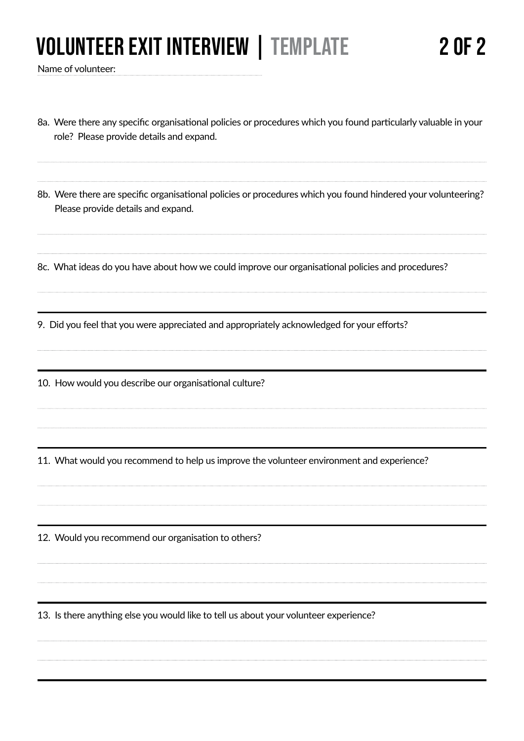# VOLUNTEER EXIT INTERVIEW | TEMPLATE

Name of volunteer:

8a. Were there any specific organisational policies or procedures which you found particularly valuable in your role? Please provide details and expand.

8b. Were there are specific organisational policies or procedures which you found hindered your volunteering? Please provide details and expand.

8c. What ideas do you have about how we could improve our organisational policies and procedures?

---

9. Did you feel that you were appreciated and appropriately acknowledged for your efforts?

---

10. How would you describe our organisational culture?

---

11. What would you recommend to help us improve the volunteer environment and experience?

---

12. Would you recommend our organisation to others?

---

13. Is there anything else you would like to tell us about your volunteer experience?

---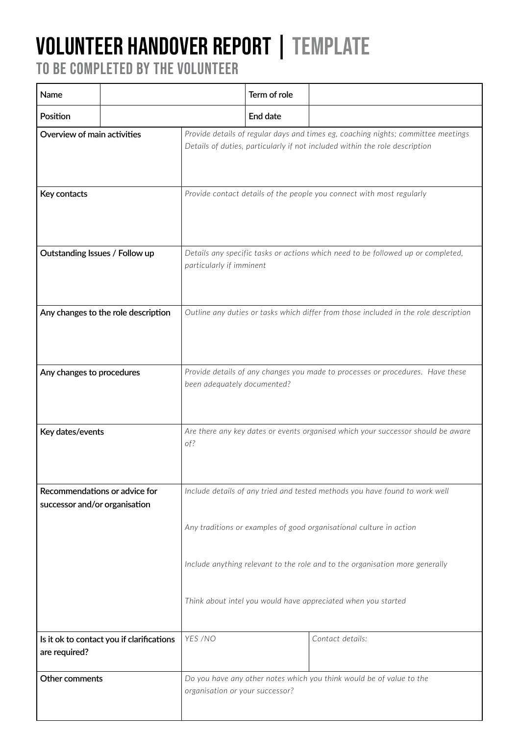# VOLUNTEER HANDOVER REPORT | TEMPLATE

## TO BE COMPLETED BY THE VOLUNTEER

| Name | | Term of role | |
|---|---|---|---|
| Position | | End date | |

| | | |
|---|---|---|
| Overview of main activities | *Provide details of regular days and times eg, coaching nights; committee meetings*<br>*Details of duties, particularly if not included within the role description* | |
| Key contacts | *Provide contact details of the people you connect with most regularly* | |
| Outstanding Issues / Follow up | *Details any specific tasks or actions which need to be followed up or completed, particularly if imminent* | |
| Any changes to the role description | *Outline any duties or tasks which differ from those included in the role description* | |
| Any changes to procedures | *Provide details of any changes you made to processes or procedures. Have these been adequately documented?* | |
| Key dates/events | *Are there any key dates or events organised which your successor should be aware of?* | |
| Recommendations or advice for successor and/or organisation | *Include details of any tried and tested methods you have found to work well*<br><br>*Any traditions or examples of good organisational culture in action*<br><br>*Include anything relevant to the role and to the organisation more generally*<br><br>*Think about intel you would have appreciated when you started* | |
| Is it ok to contact you if clarifications are required? | *YES /NO* | *Contact details:* |
| Other comments | *Do you have any other notes which you think would be of value to the organisation or your successor?* | |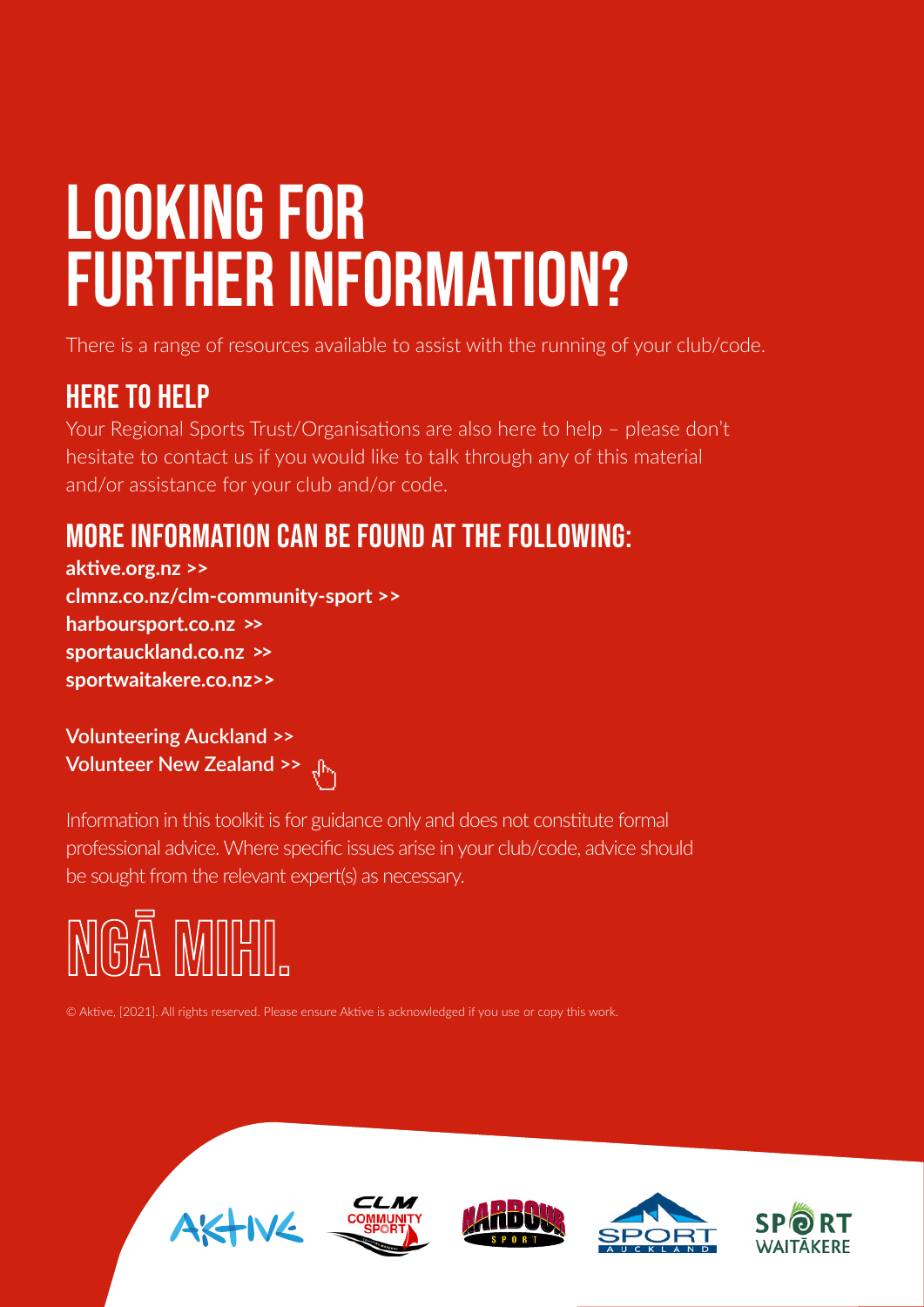# LOOKING FOR FURTHER INFORMATION?

There is a range of resources available to assist with the running of your club/code.

## HERE TO HELP

Your Regional Sports Trust/Organisations are also here to help – please don't hesitate to contact us if you would like to talk through any of this material and/or assistance for your club and/or code.

## MORE INFORMATION CAN BE FOUND AT THE FOLLOWING:

**aktive.org.nz >>**
**clmnz.co.nz/clm-community-sport >>**
**harboursport.co.nz >>**
**sportauckland.co.nz >>**
**sportwaitakere.co.nz>>**

**Volunteering Auckland >>**
**Volunteer New Zealand >>**

Information in this toolkit is for guidance only and does not constitute formal professional advice. Where specific issues arise in your club/code, advice should be sought from the relevant expert(s) as necessary.

# NGĀ MIHI.

© Aktive, [2021]. All rights reserved. Please ensure Aktive is acknowledged if you use or copy this work.